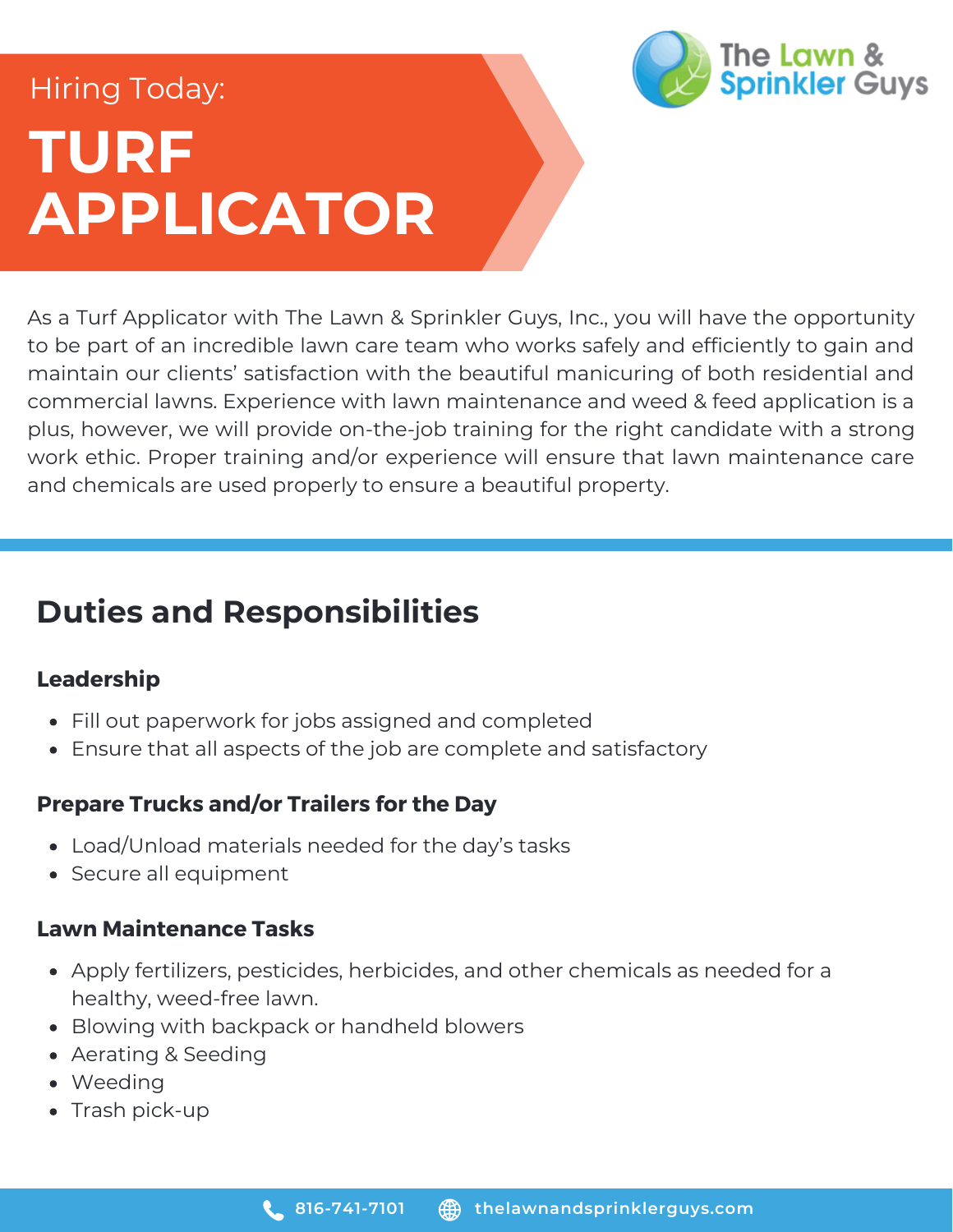Hiring Today:

# TURF APPLICATOR

The Lawn & Sprinkler Guys

As a Turf Applicator with The Lawn & Sprinkler Guys, Inc., you will have the opportunity to be part of an incredible lawn care team who works safely and efficiently to gain and maintain our clients' satisfaction with the beautiful manicuring of both residential and commercial lawns. Experience with lawn maintenance and weed & feed application is a plus, however, we will provide on-the-job training for the right candidate with a strong work ethic. Proper training and/or experience will ensure that lawn maintenance care and chemicals are used properly to ensure a beautiful property.

## Duties and Responsibilities

### Leadership

- Fill out paperwork for jobs assigned and completed
- Ensure that all aspects of the job are complete and satisfactory

### Prepare Trucks and/or Trailers for the Day

- Load/Unload materials needed for the day's tasks
- Secure all equipment

### Lawn Maintenance Tasks

- Apply fertilizers, pesticides, herbicides, and other chemicals as needed for a healthy, weed-free lawn.
- Blowing with backpack or handheld blowers
- Aerating & Seeding
- Weeding
- Trash pick-up

816-741-7101 thelawnandsprinklerguys.com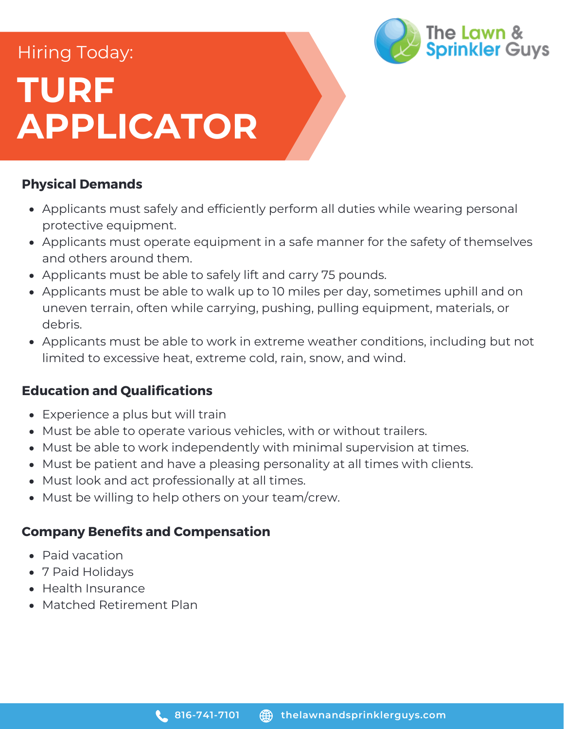Hiring Today:

# TURF APPLICATOR

The Lawn & Sprinkler Guys

## Physical Demands

- Applicants must safely and efficiently perform all duties while wearing personal protective equipment.
- Applicants must operate equipment in a safe manner for the safety of themselves and others around them.
- Applicants must be able to safely lift and carry 75 pounds.
- Applicants must be able to walk up to 10 miles per day, sometimes uphill and on uneven terrain, often while carrying, pushing, pulling equipment, materials, or debris.
- Applicants must be able to work in extreme weather conditions, including but not limited to excessive heat, extreme cold, rain, snow, and wind.

## Education and Qualifications

- Experience a plus but will train
- Must be able to operate various vehicles, with or without trailers.
- Must be able to work independently with minimal supervision at times.
- Must be patient and have a pleasing personality at all times with clients.
- Must look and act professionally at all times.
- Must be willing to help others on your team/crew.

## Company Benefits and Compensation

- Paid vacation
- 7 Paid Holidays
- Health Insurance
- Matched Retirement Plan

816-741-7101 thelawnandsprinklerguys.com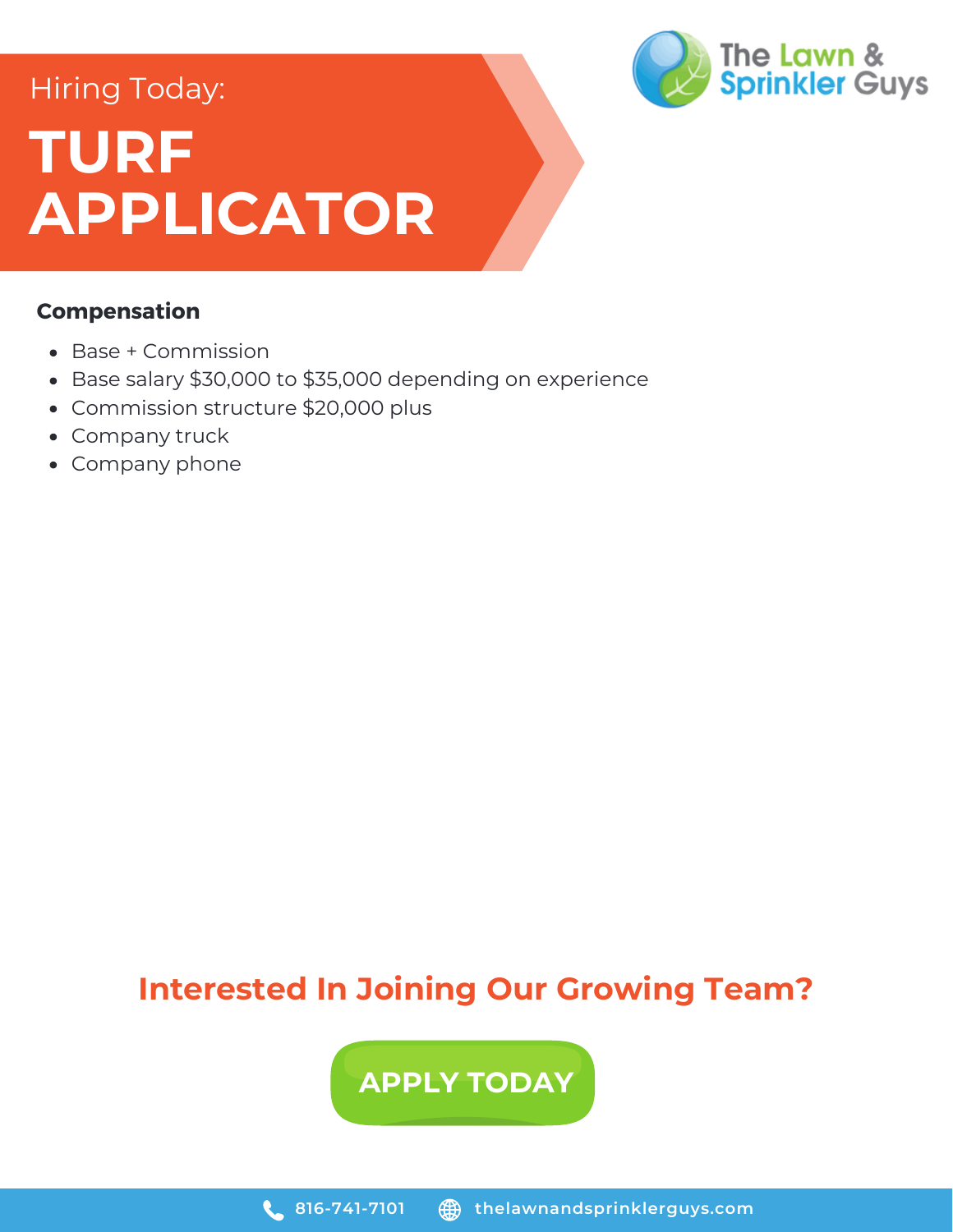Hiring Today:

# TURF APPLICATOR

The Lawn & Sprinkler Guys

**Compensation**

- Base + Commission
- Base salary $30,000 to $35,000 depending on experience
- Commission structure $20,000 plus
- Company truck
- Company phone

## Interested In Joining Our Growing Team?

APPLY TODAY

816-741-7101 thelawnandsprinklerguys.com